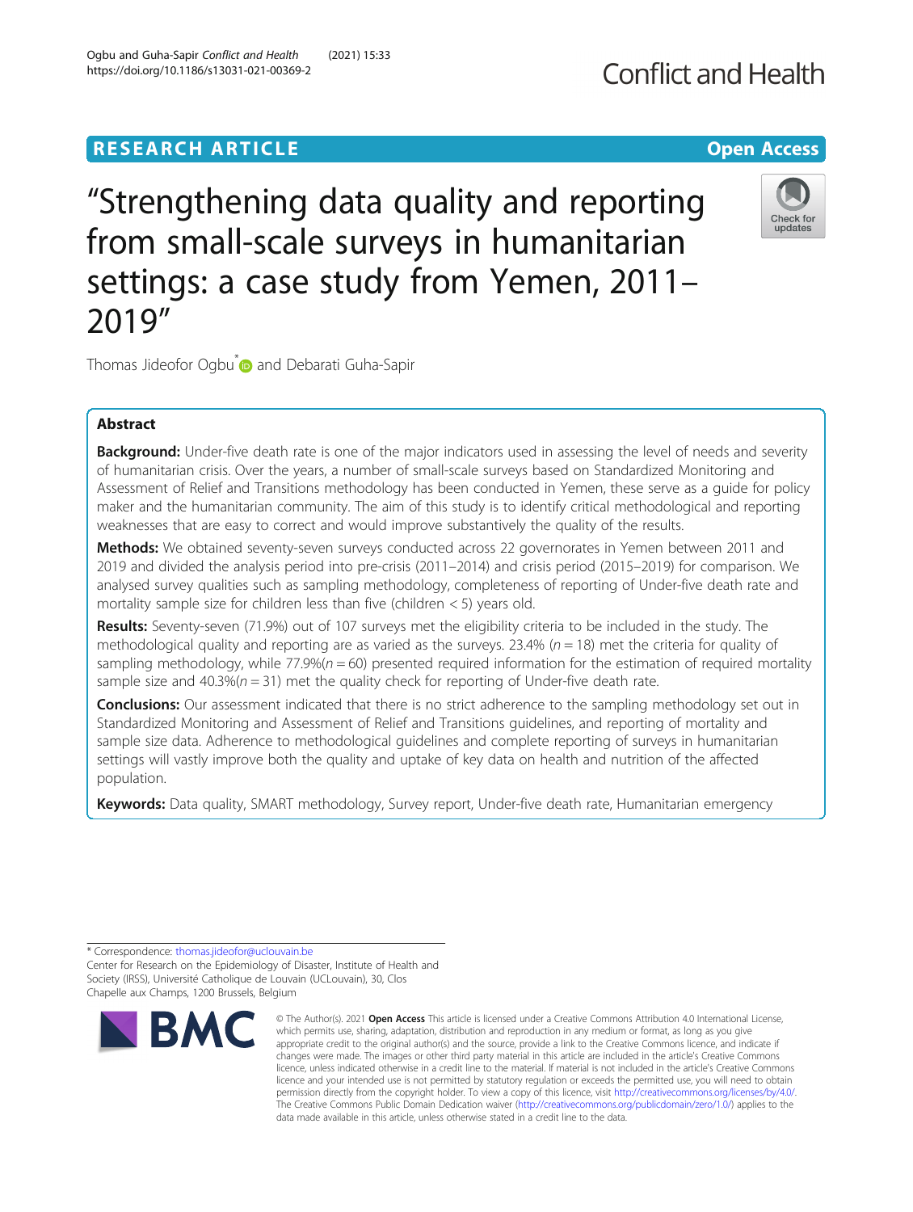RESEARCH ARTICLE

Open Access

# "Strengthening data quality and reporting from small-scale surveys in humanitarian settings: a case study from Yemen, 2011–2019"

Thomas Jideofor Ogbu* and Debarati Guha-Sapir

## Abstract

**Background:** Under-five death rate is one of the major indicators used in assessing the level of needs and severity of humanitarian crisis. Over the years, a number of small-scale surveys based on Standardized Monitoring and Assessment of Relief and Transitions methodology has been conducted in Yemen, these serve as a guide for policy maker and the humanitarian community. The aim of this study is to identify critical methodological and reporting weaknesses that are easy to correct and would improve substantively the quality of the results.

**Methods:** We obtained seventy-seven surveys conducted across 22 governorates in Yemen between 2011 and 2019 and divided the analysis period into pre-crisis (2011–2014) and crisis period (2015–2019) for comparison. We analysed survey qualities such as sampling methodology, completeness of reporting of Under-five death rate and mortality sample size for children less than five (children < 5) years old.

**Results:** Seventy-seven (71.9%) out of 107 surveys met the eligibility criteria to be included in the study. The methodological quality and reporting are as varied as the surveys. 23.4% ($n = 18$) met the criteria for quality of sampling methodology, while 77.9%($n = 60$) presented required information for the estimation of required mortality sample size and 40.3%($n = 31$) met the quality check for reporting of Under-five death rate.

**Conclusions:** Our assessment indicated that there is no strict adherence to the sampling methodology set out in Standardized Monitoring and Assessment of Relief and Transitions guidelines, and reporting of mortality and sample size data. Adherence to methodological guidelines and complete reporting of surveys in humanitarian settings will vastly improve both the quality and uptake of key data on health and nutrition of the affected population.

**Keywords:** Data quality, SMART methodology, Survey report, Under-five death rate, Humanitarian emergency

---

\* Correspondence: thomas.jideofor@uclouvain.be
Center for Research on the Epidemiology of Disaster, Institute of Health and Society (IRSS), Université Catholique de Louvain (UCLouvain), 30, Clos Chapelle aux Champs, 1200 Brussels, Belgium

© The Author(s). 2021 **Open Access** This article is licensed under a Creative Commons Attribution 4.0 International License, which permits use, sharing, adaptation, distribution and reproduction in any medium or format, as long as you give appropriate credit to the original author(s) and the source, provide a link to the Creative Commons licence, and indicate if changes were made. The images or other third party material in this article are included in the article's Creative Commons licence, unless indicated otherwise in a credit line to the material. If material is not included in the article's Creative Commons licence and your intended use is not permitted by statutory regulation or exceeds the permitted use, you will need to obtain permission directly from the copyright holder. To view a copy of this licence, visit http://creativecommons.org/licenses/by/4.0/. The Creative Commons Public Domain Dedication waiver (http://creativecommons.org/publicdomain/zero/1.0/) applies to the data made available in this article, unless otherwise stated in a credit line to the data.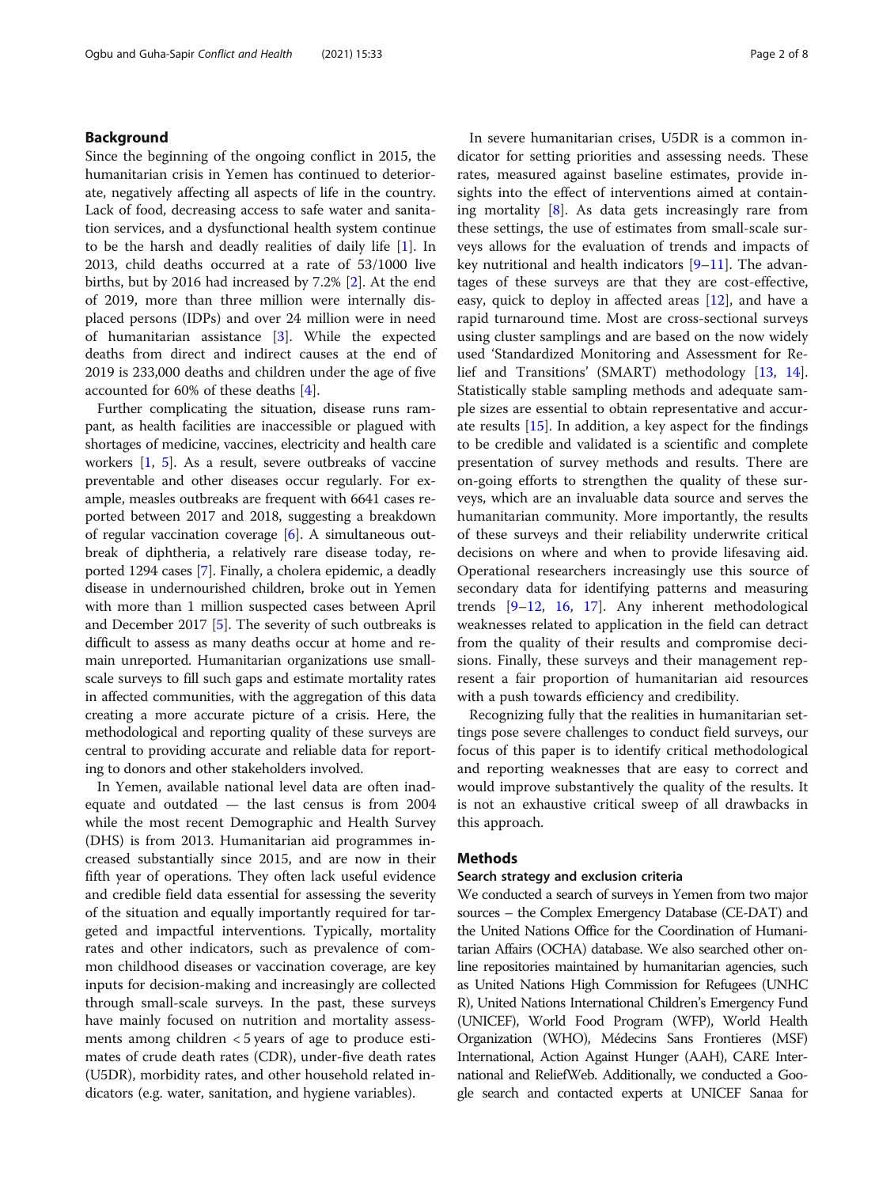## Background

Since the beginning of the ongoing conflict in 2015, the humanitarian crisis in Yemen has continued to deteriorate, negatively affecting all aspects of life in the country. Lack of food, decreasing access to safe water and sanitation services, and a dysfunctional health system continue to be the harsh and deadly realities of daily life [1]. In 2013, child deaths occurred at a rate of 53/1000 live births, but by 2016 had increased by 7.2% [2]. At the end of 2019, more than three million were internally displaced persons (IDPs) and over 24 million were in need of humanitarian assistance [3]. While the expected deaths from direct and indirect causes at the end of 2019 is 233,000 deaths and children under the age of five accounted for 60% of these deaths [4].

Further complicating the situation, disease runs rampant, as health facilities are inaccessible or plagued with shortages of medicine, vaccines, electricity and health care workers [1, 5]. As a result, severe outbreaks of vaccine preventable and other diseases occur regularly. For example, measles outbreaks are frequent with 6641 cases reported between 2017 and 2018, suggesting a breakdown of regular vaccination coverage [6]. A simultaneous outbreak of diphtheria, a relatively rare disease today, reported 1294 cases [7]. Finally, a cholera epidemic, a deadly disease in undernourished children, broke out in Yemen with more than 1 million suspected cases between April and December 2017 [5]. The severity of such outbreaks is difficult to assess as many deaths occur at home and remain unreported. Humanitarian organizations use small-scale surveys to fill such gaps and estimate mortality rates in affected communities, with the aggregation of this data creating a more accurate picture of a crisis. Here, the methodological and reporting quality of these surveys are central to providing accurate and reliable data for reporting to donors and other stakeholders involved.

In Yemen, available national level data are often inadequate and outdated — the last census is from 2004 while the most recent Demographic and Health Survey (DHS) is from 2013. Humanitarian aid programmes increased substantially since 2015, and are now in their fifth year of operations. They often lack useful evidence and credible field data essential for assessing the severity of the situation and equally importantly required for targeted and impactful interventions. Typically, mortality rates and other indicators, such as prevalence of common childhood diseases or vaccination coverage, are key inputs for decision-making and increasingly are collected through small-scale surveys. In the past, these surveys have mainly focused on nutrition and mortality assessments among children < 5 years of age to produce estimates of crude death rates (CDR), under-five death rates (U5DR), morbidity rates, and other household related indicators (e.g. water, sanitation, and hygiene variables).

In severe humanitarian crises, U5DR is a common indicator for setting priorities and assessing needs. These rates, measured against baseline estimates, provide insights into the effect of interventions aimed at containing mortality [8]. As data gets increasingly rare from these settings, the use of estimates from small-scale surveys allows for the evaluation of trends and impacts of key nutritional and health indicators [9–11]. The advantages of these surveys are that they are cost-effective, easy, quick to deploy in affected areas [12], and have a rapid turnaround time. Most are cross-sectional surveys using cluster samplings and are based on the now widely used 'Standardized Monitoring and Assessment for Relief and Transitions' (SMART) methodology [13, 14]. Statistically stable sampling methods and adequate sample sizes are essential to obtain representative and accurate results [15]. In addition, a key aspect for the findings to be credible and validated is a scientific and complete presentation of survey methods and results. There are on-going efforts to strengthen the quality of these surveys, which are an invaluable data source and serves the humanitarian community. More importantly, the results of these surveys and their reliability underwrite critical decisions on where and when to provide lifesaving aid. Operational researchers increasingly use this source of secondary data for identifying patterns and measuring trends [9–12, 16, 17]. Any inherent methodological weaknesses related to application in the field can detract from the quality of their results and compromise decisions. Finally, these surveys and their management represent a fair proportion of humanitarian aid resources with a push towards efficiency and credibility.

Recognizing fully that the realities in humanitarian settings pose severe challenges to conduct field surveys, our focus of this paper is to identify critical methodological and reporting weaknesses that are easy to correct and would improve substantively the quality of the results. It is not an exhaustive critical sweep of all drawbacks in this approach.

## Methods

### Search strategy and exclusion criteria

We conducted a search of surveys in Yemen from two major sources – the Complex Emergency Database (CE-DAT) and the United Nations Office for the Coordination of Humanitarian Affairs (OCHA) database. We also searched other online repositories maintained by humanitarian agencies, such as United Nations High Commission for Refugees (UNHCR), United Nations International Children's Emergency Fund (UNICEF), World Food Program (WFP), World Health Organization (WHO), Médecins Sans Frontieres (MSF) International, Action Against Hunger (AAH), CARE International and ReliefWeb. Additionally, we conducted a Google search and contacted experts at UNICEF Sanaa for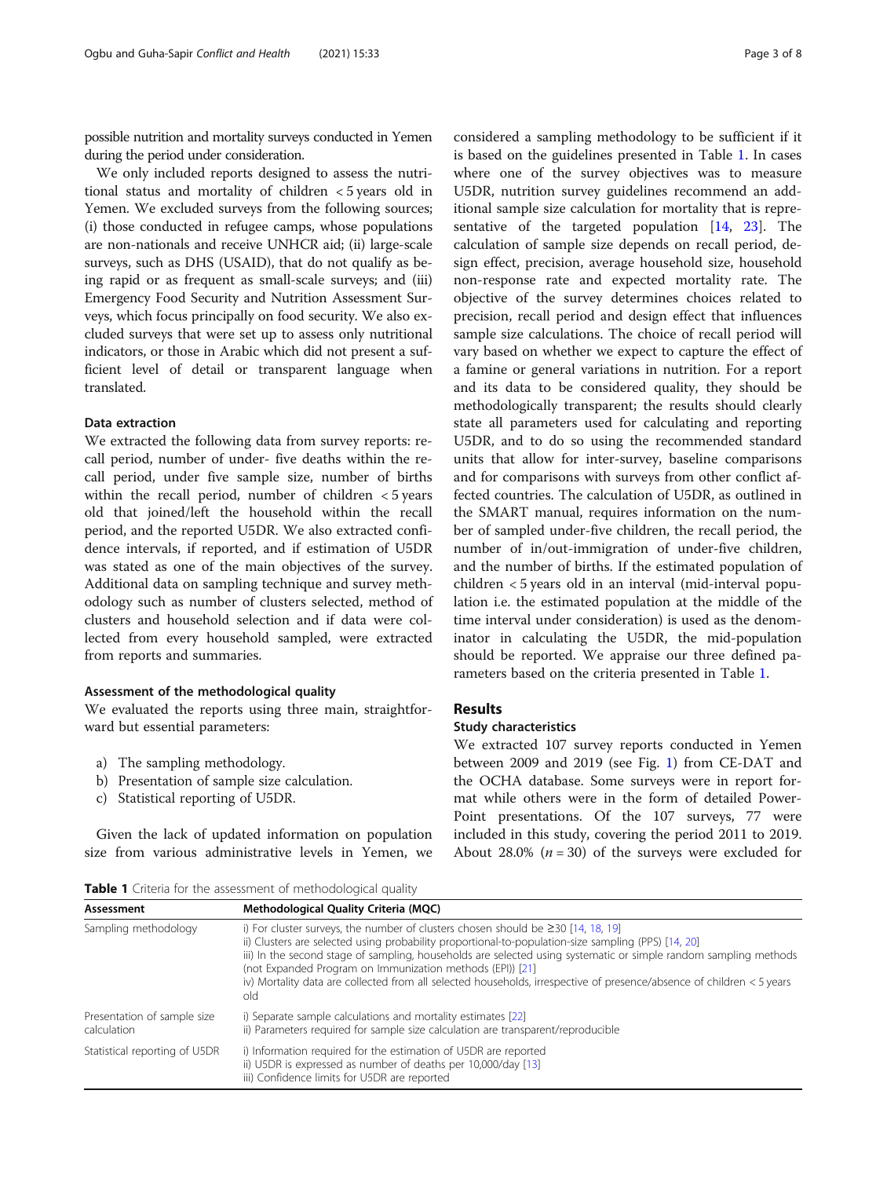possible nutrition and mortality surveys conducted in Yemen during the period under consideration.

We only included reports designed to assess the nutritional status and mortality of children < 5 years old in Yemen. We excluded surveys from the following sources; (i) those conducted in refugee camps, whose populations are non-nationals and receive UNHCR aid; (ii) large-scale surveys, such as DHS (USAID), that do not qualify as being rapid or as frequent as small-scale surveys; and (iii) Emergency Food Security and Nutrition Assessment Surveys, which focus principally on food security. We also excluded surveys that were set up to assess only nutritional indicators, or those in Arabic which did not present a sufficient level of detail or transparent language when translated.

### Data extraction

We extracted the following data from survey reports: recall period, number of under- five deaths within the recall period, under five sample size, number of births within the recall period, number of children < 5 years old that joined/left the household within the recall period, and the reported U5DR. We also extracted confidence intervals, if reported, and if estimation of U5DR was stated as one of the main objectives of the survey. Additional data on sampling technique and survey methodology such as number of clusters selected, method of clusters and household selection and if data were collected from every household sampled, were extracted from reports and summaries.

### Assessment of the methodological quality

We evaluated the reports using three main, straightforward but essential parameters:

a) The sampling methodology.
b) Presentation of sample size calculation.
c) Statistical reporting of U5DR.

Given the lack of updated information on population size from various administrative levels in Yemen, we considered a sampling methodology to be sufficient if it is based on the guidelines presented in Table 1. In cases where one of the survey objectives was to measure U5DR, nutrition survey guidelines recommend an additional sample size calculation for mortality that is representative of the targeted population [14, 23]. The calculation of sample size depends on recall period, design effect, precision, average household size, household non-response rate and expected mortality rate. The objective of the survey determines choices related to precision, recall period and design effect that influences sample size calculations. The choice of recall period will vary based on whether we expect to capture the effect of a famine or general variations in nutrition. For a report and its data to be considered quality, they should be methodologically transparent; the results should clearly state all parameters used for calculating and reporting U5DR, and to do so using the recommended standard units that allow for inter-survey, baseline comparisons and for comparisons with surveys from other conflict affected countries. The calculation of U5DR, as outlined in the SMART manual, requires information on the number of sampled under-five children, the recall period, the number of in/out-immigration of under-five children, and the number of births. If the estimated population of children < 5 years old in an interval (mid-interval population i.e. the estimated population at the middle of the time interval under consideration) is used as the denominator in calculating the U5DR, the mid-population should be reported. We appraise our three defined parameters based on the criteria presented in Table 1.

## Results

### Study characteristics

We extracted 107 survey reports conducted in Yemen between 2009 and 2019 (see Fig. 1) from CE-DAT and the OCHA database. Some surveys were in report format while others were in the form of detailed PowerPoint presentations. Of the 107 surveys, 77 were included in this study, covering the period 2011 to 2019. About 28.0% ($n = 30$) of the surveys were excluded for

**Table 1** Criteria for the assessment of methodological quality

| Assessment | Methodological Quality Criteria (MQC) |
|---|---|
| Sampling methodology | i) For cluster surveys, the number of clusters chosen should be ≥30 [14, 18, 19]<br>ii) Clusters are selected using probability proportional-to-population-size sampling (PPS) [14, 20]<br>iii) In the second stage of sampling, households are selected using systematic or simple random sampling methods (not Expanded Program on Immunization methods (EPI)) [21]<br>iv) Mortality data are collected from all selected households, irrespective of presence/absence of children < 5 years old |
| Presentation of sample size calculation | i) Separate sample calculations and mortality estimates [22]<br>ii) Parameters required for sample size calculation are transparent/reproducible |
| Statistical reporting of U5DR | i) Information required for the estimation of U5DR are reported<br>ii) U5DR is expressed as number of deaths per 10,000/day [13]<br>iii) Confidence limits for U5DR are reported |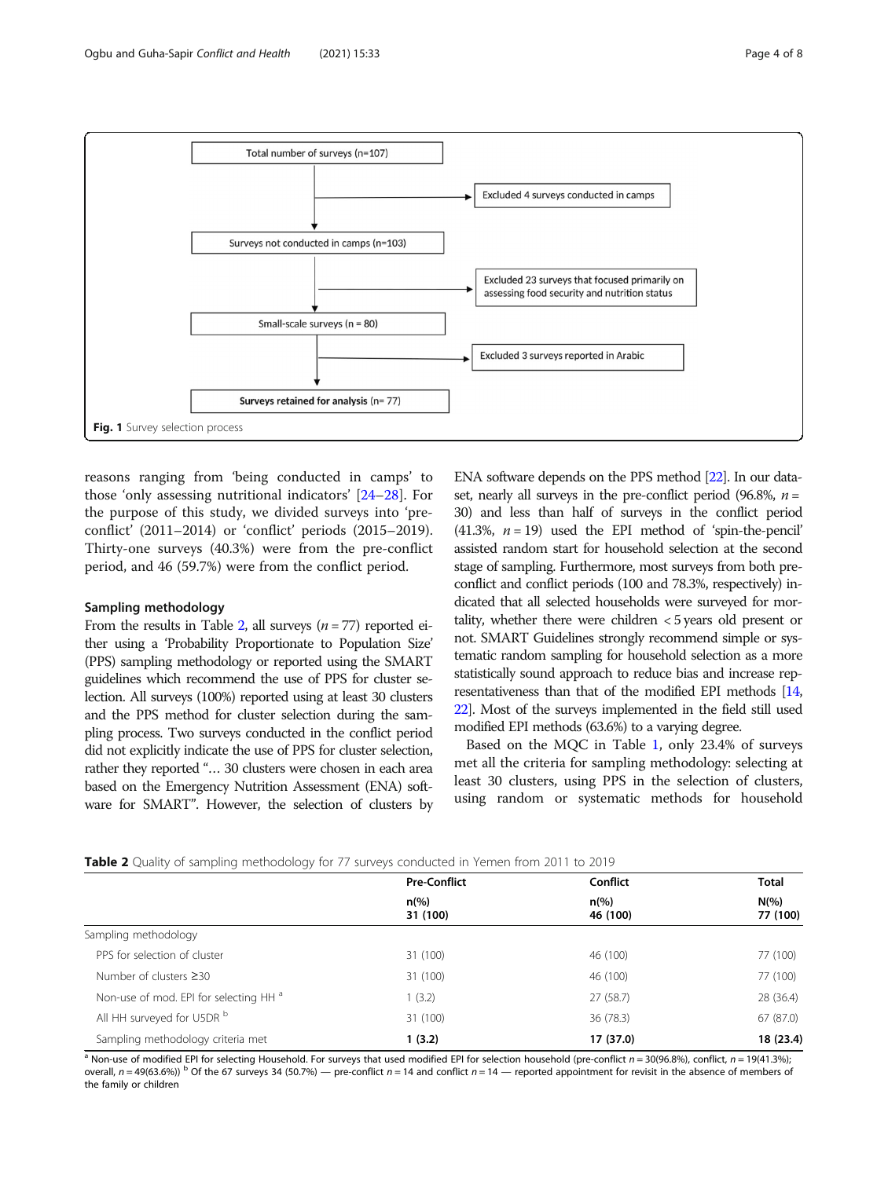Total number of surveys (n=107)

Excluded 4 surveys conducted in camps

Surveys not conducted in camps (n=103)

Excluded 23 surveys that focused primarily on assessing food security and nutrition status

Small-scale surveys (n = 80)

Excluded 3 surveys reported in Arabic

**Surveys retained for analysis** (n= 77)

**Fig. 1** Survey selection process

reasons ranging from 'being conducted in camps' to those 'only assessing nutritional indicators' [24–28]. For the purpose of this study, we divided surveys into 'pre-conflict' (2011–2014) or 'conflict' periods (2015–2019). Thirty-one surveys (40.3%) were from the pre-conflict period, and 46 (59.7%) were from the conflict period.

### Sampling methodology

From the results in Table 2, all surveys ($n = 77$) reported either using a 'Probability Proportionate to Population Size' (PPS) sampling methodology or reported using the SMART guidelines which recommend the use of PPS for cluster selection. All surveys (100%) reported using at least 30 clusters and the PPS method for cluster selection during the sampling process. Two surveys conducted in the conflict period did not explicitly indicate the use of PPS for cluster selection, rather they reported "… 30 clusters were chosen in each area based on the Emergency Nutrition Assessment (ENA) software for SMART". However, the selection of clusters by ENA software depends on the PPS method [22]. In our dataset, nearly all surveys in the pre-conflict period (96.8%, $n = 30$) and less than half of surveys in the conflict period (41.3%, $n = 19$) used the EPI method of 'spin-the-pencil' assisted random start for household selection at the second stage of sampling. Furthermore, most surveys from both pre-conflict and conflict periods (100 and 78.3%, respectively) indicated that all selected households were surveyed for mortality, whether there were children < 5 years old present or not. SMART Guidelines strongly recommend simple or systematic random sampling for household selection as a more statistically sound approach to reduce bias and increase representativeness than that of the modified EPI methods [14, 22]. Most of the surveys implemented in the field still used modified EPI methods (63.6%) to a varying degree.

Based on the MQC in Table 1, only 23.4% of surveys met all the criteria for sampling methodology: selecting at least 30 clusters, using PPS in the selection of clusters, using random or systematic methods for household

**Table 2** Quality of sampling methodology for 77 surveys conducted in Yemen from 2011 to 2019

| | Pre-Conflict | Conflict | Total |
|---|---|---|---|
| | n(%) 31 (100) | n(%) 46 (100) | N(%) 77 (100) |
| Sampling methodology | | | |
| PPS for selection of cluster | 31 (100) | 46 (100) | 77 (100) |
| Number of clusters ≥30 | 31 (100) | 46 (100) | 77 (100) |
| Non-use of mod. EPI for selecting HH [a] | 1 (3.2) | 27 (58.7) | 28 (36.4) |
| All HH surveyed for U5DR [b] | 31 (100) | 36 (78.3) | 67 (87.0) |
| Sampling methodology criteria met | **1 (3.2)** | **17 (37.0)** | **18 (23.4)** |

[a] Non-use of modified EPI for selecting Household. For surveys that used modified EPI for selection household (pre-conflict $n = 30$(96.8%), conflict, $n = 19$(41.3%); overall, $n = 49$(63.6%)) [b] Of the 67 surveys 34 (50.7%) — pre-conflict $n = 14$ and conflict $n = 14$ — reported appointment for revisit in the absence of members of the family or children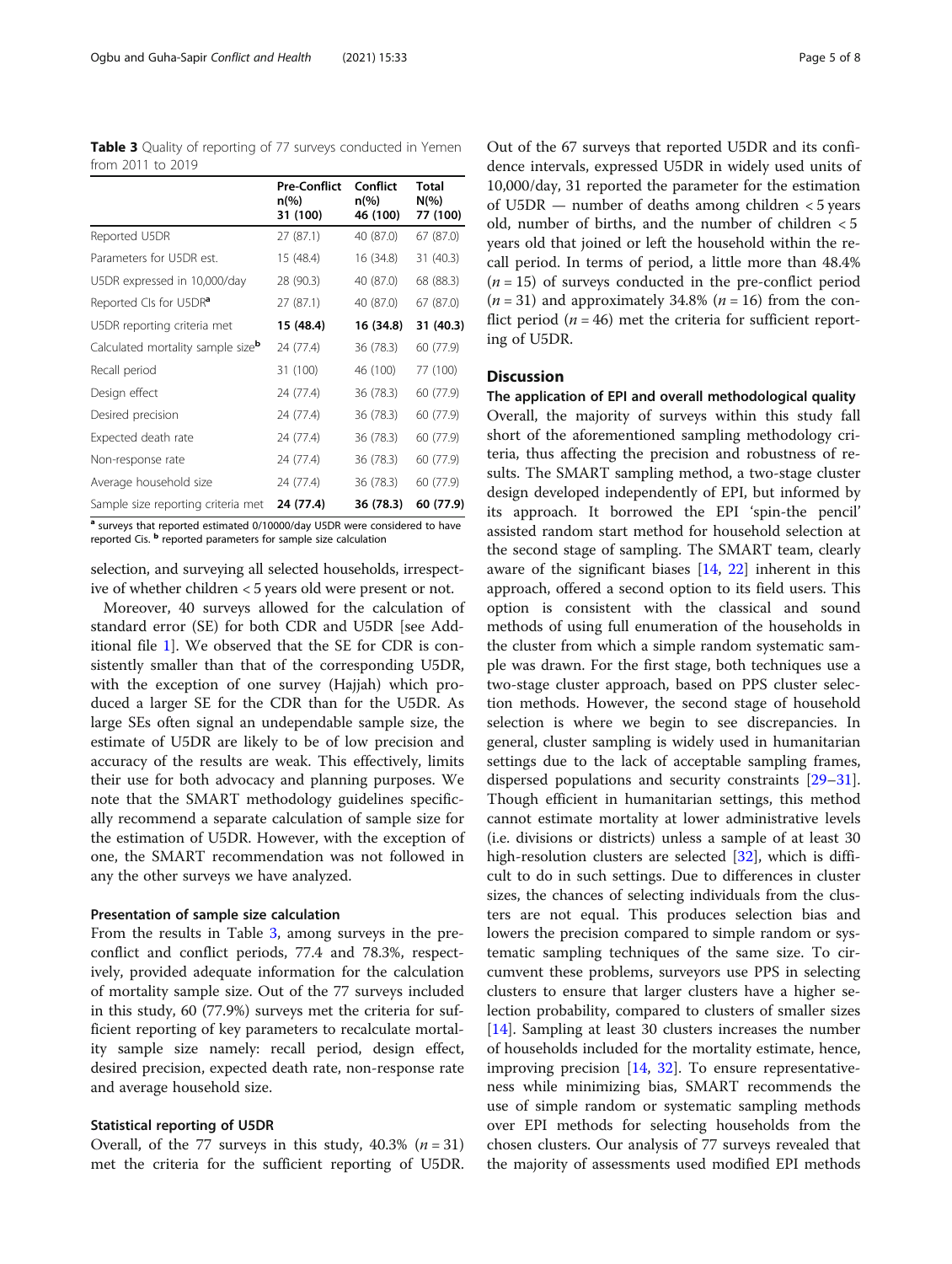**Table 3** Quality of reporting of 77 surveys conducted in Yemen from 2011 to 2019

| | Pre-Conflict n(%) 31 (100) | Conflict n(%) 46 (100) | Total N(%) 77 (100) |
|---|---|---|---|
| Reported U5DR | 27 (87.1) | 40 (87.0) | 67 (87.0) |
| Parameters for U5DR est. | 15 (48.4) | 16 (34.8) | 31 (40.3) |
| U5DR expressed in 10,000/day | 28 (90.3) | 40 (87.0) | 68 (88.3) |
| Reported CIs for U5DR[a] | 27 (87.1) | 40 (87.0) | 67 (87.0) |
| U5DR reporting criteria met | **15 (48.4)** | **16 (34.8)** | **31 (40.3)** |
| Calculated mortality sample size[b] | 24 (77.4) | 36 (78.3) | 60 (77.9) |
| Recall period | 31 (100) | 46 (100) | 77 (100) |
| Design effect | 24 (77.4) | 36 (78.3) | 60 (77.9) |
| Desired precision | 24 (77.4) | 36 (78.3) | 60 (77.9) |
| Expected death rate | 24 (77.4) | 36 (78.3) | 60 (77.9) |
| Non-response rate | 24 (77.4) | 36 (78.3) | 60 (77.9) |
| Average household size | 24 (77.4) | 36 (78.3) | 60 (77.9) |
| Sample size reporting criteria met | **24 (77.4)** | **36 (78.3)** | **60 (77.9)** |

[a] surveys that reported estimated 0/10000/day U5DR were considered to have reported CIs. [b] reported parameters for sample size calculation

selection, and surveying all selected households, irrespective of whether children < 5 years old were present or not.

Moreover, 40 surveys allowed for the calculation of standard error (SE) for both CDR and U5DR [see Additional file 1]. We observed that the SE for CDR is consistently smaller than that of the corresponding U5DR, with the exception of one survey (Hajjah) which produced a larger SE for the CDR than for the U5DR. As large SEs often signal an undependable sample size, the estimate of U5DR are likely to be of low precision and accuracy of the results are weak. This effectively, limits their use for both advocacy and planning purposes. We note that the SMART methodology guidelines specifically recommend a separate calculation of sample size for the estimation of U5DR. However, with the exception of one, the SMART recommendation was not followed in any the other surveys we have analyzed.

#### Presentation of sample size calculation

From the results in Table 3, among surveys in the pre-conflict and conflict periods, 77.4 and 78.3%, respectively, provided adequate information for the calculation of mortality sample size. Out of the 77 surveys included in this study, 60 (77.9%) surveys met the criteria for sufficient reporting of key parameters to recalculate mortality sample size namely: recall period, design effect, desired precision, expected death rate, non-response rate and average household size.

#### Statistical reporting of U5DR

Overall, of the 77 surveys in this study, 40.3% ($n = 31$) met the criteria for the sufficient reporting of U5DR. Out of the 67 surveys that reported U5DR and its confidence intervals, expressed U5DR in widely used units of 10,000/day, 31 reported the parameter for the estimation of U5DR — number of deaths among children < 5 years old, number of births, and the number of children < 5 years old that joined or left the household within the recall period. In terms of period, a little more than 48.4% ($n = 15$) of surveys conducted in the pre-conflict period ($n = 31$) and approximately 34.8% ($n = 16$) from the conflict period ($n = 46$) met the criteria for sufficient reporting of U5DR.

## Discussion

#### The application of EPI and overall methodological quality

Overall, the majority of surveys within this study fall short of the aforementioned sampling methodology criteria, thus affecting the precision and robustness of results. The SMART sampling method, a two-stage cluster design developed independently of EPI, but informed by its approach. It borrowed the EPI 'spin-the pencil' assisted random start method for household selection at the second stage of sampling. The SMART team, clearly aware of the significant biases [14, 22] inherent in this approach, offered a second option to its field users. This option is consistent with the classical and sound methods of using full enumeration of the households in the cluster from which a simple random systematic sample was drawn. For the first stage, both techniques use a two-stage cluster approach, based on PPS cluster selection methods. However, the second stage of household selection is where we begin to see discrepancies. In general, cluster sampling is widely used in humanitarian settings due to the lack of acceptable sampling frames, dispersed populations and security constraints [29–31]. Though efficient in humanitarian settings, this method cannot estimate mortality at lower administrative levels (i.e. divisions or districts) unless a sample of at least 30 high-resolution clusters are selected [32], which is difficult to do in such settings. Due to differences in cluster sizes, the chances of selecting individuals from the clusters are not equal. This produces selection bias and lowers the precision compared to simple random or systematic sampling techniques of the same size. To circumvent these problems, surveyors use PPS in selecting clusters to ensure that larger clusters have a higher selection probability, compared to clusters of smaller sizes [14]. Sampling at least 30 clusters increases the number of households included for the mortality estimate, hence, improving precision [14, 32]. To ensure representativeness while minimizing bias, SMART recommends the use of simple random or systematic sampling methods over EPI methods for selecting households from the chosen clusters. Our analysis of 77 surveys revealed that the majority of assessments used modified EPI methods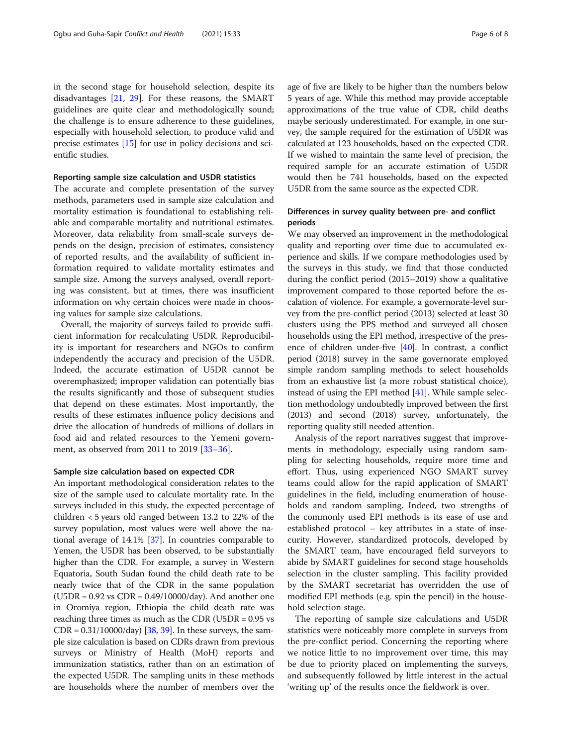in the second stage for household selection, despite its disadvantages [21, 29]. For these reasons, the SMART guidelines are quite clear and methodologically sound; the challenge is to ensure adherence to these guidelines, especially with household selection, to produce valid and precise estimates [15] for use in policy decisions and scientific studies.

#### Reporting sample size calculation and U5DR statistics

The accurate and complete presentation of the survey methods, parameters used in sample size calculation and mortality estimation is foundational to establishing reliable and comparable mortality and nutritional estimates. Moreover, data reliability from small-scale surveys depends on the design, precision of estimates, consistency of reported results, and the availability of sufficient information required to validate mortality estimates and sample size. Among the surveys analysed, overall reporting was consistent, but at times, there was insufficient information on why certain choices were made in choosing values for sample size calculations.

Overall, the majority of surveys failed to provide sufficient information for recalculating U5DR. Reproducibility is important for researchers and NGOs to confirm independently the accuracy and precision of the U5DR. Indeed, the accurate estimation of U5DR cannot be overemphasized; improper validation can potentially bias the results significantly and those of subsequent studies that depend on these estimates. Most importantly, the results of these estimates influence policy decisions and drive the allocation of hundreds of millions of dollars in food aid and related resources to the Yemeni government, as observed from 2011 to 2019 [33–36].

#### Sample size calculation based on expected CDR

An important methodological consideration relates to the size of the sample used to calculate mortality rate. In the surveys included in this study, the expected percentage of children < 5 years old ranged between 13.2 to 22% of the survey population, most values were well above the national average of 14.1% [37]. In countries comparable to Yemen, the U5DR has been observed, to be substantially higher than the CDR. For example, a survey in Western Equatoria, South Sudan found the child death rate to be nearly twice that of the CDR in the same population (U5DR = 0.92 vs CDR = 0.49/10000/day). And another one in Oromiya region, Ethiopia the child death rate was reaching three times as much as the CDR (U5DR = 0.95 vs CDR = 0.31/10000/day) [38, 39]. In these surveys, the sample size calculation is based on CDRs drawn from previous surveys or Ministry of Health (MoH) reports and immunization statistics, rather than on an estimation of the expected U5DR. The sampling units in these methods are households where the number of members over the age of five are likely to be higher than the numbers below 5 years of age. While this method may provide acceptable approximations of the true value of CDR, child deaths maybe seriously underestimated. For example, in one survey, the sample required for the estimation of U5DR was calculated at 123 households, based on the expected CDR. If we wished to maintain the same level of precision, the required sample for an accurate estimation of U5DR would then be 741 households, based on the expected U5DR from the same source as the expected CDR.

#### Differences in survey quality between pre- and conflict periods

We may observed an improvement in the methodological quality and reporting over time due to accumulated experience and skills. If we compare methodologies used by the surveys in this study, we find that those conducted during the conflict period (2015–2019) show a qualitative improvement compared to those reported before the escalation of violence. For example, a governorate-level survey from the pre-conflict period (2013) selected at least 30 clusters using the PPS method and surveyed all chosen households using the EPI method, irrespective of the presence of children under-five [40]. In contrast, a conflict period (2018) survey in the same governorate employed simple random sampling methods to select households from an exhaustive list (a more robust statistical choice), instead of using the EPI method [41]. While sample selection methodology undoubtedly improved between the first (2013) and second (2018) survey, unfortunately, the reporting quality still needed attention.

Analysis of the report narratives suggest that improvements in methodology, especially using random sampling for selecting households, require more time and effort. Thus, using experienced NGO SMART survey teams could allow for the rapid application of SMART guidelines in the field, including enumeration of households and random sampling. Indeed, two strengths of the commonly used EPI methods is its ease of use and established protocol – key attributes in a state of insecurity. However, standardized protocols, developed by the SMART team, have encouraged field surveyors to abide by SMART guidelines for second stage households selection in the cluster sampling. This facility provided by the SMART secretariat has overridden the use of modified EPI methods (e.g. spin the pencil) in the household selection stage.

The reporting of sample size calculations and U5DR statistics were noticeably more complete in surveys from the pre-conflict period. Concerning the reporting where we notice little to no improvement over time, this may be due to priority placed on implementing the surveys, and subsequently followed by little interest in the actual 'writing up' of the results once the fieldwork is over.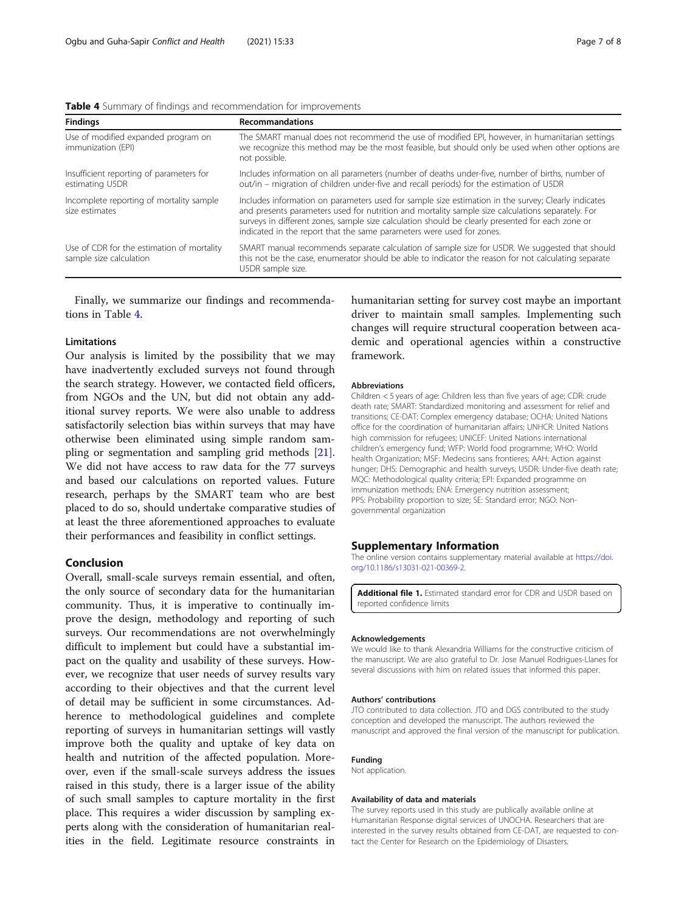**Table 4** Summary of findings and recommendation for improvements

| Findings | Recommandations |
|---|---|
| Use of modified expanded program on immunization (EPI) | The SMART manual does not recommend the use of modified EPI, however, in humanitarian settings we recognize this method may be the most feasible, but should only be used when other options are not possible. |
| Insufficient reporting of parameters for estimating U5DR | Includes information on all parameters (number of deaths under-five, number of births, number of out/in – migration of children under-five and recall periods) for the estimation of U5DR |
| Incomplete reporting of mortality sample size estimates | Includes information on parameters used for sample size estimation in the survey; Clearly indicates and presents parameters used for nutrition and mortality sample size calculations separately. For surveys in different zones, sample size calculation should be clearly presented for each zone or indicated in the report that the same parameters were used for zones. |
| Use of CDR for the estimation of mortality sample size calculation | SMART manual recommends separate calculation of sample size for U5DR. We suggested that should this not be the case, enumerator should be able to indicator the reason for not calculating separate U5DR sample size. |

Finally, we summarize our findings and recommendations in Table 4.

### Limitations

Our analysis is limited by the possibility that we may have inadvertently excluded surveys not found through the search strategy. However, we contacted field officers, from NGOs and the UN, but did not obtain any additional survey reports. We were also unable to address satisfactorily selection bias within surveys that may have otherwise been eliminated using simple random sampling or segmentation and sampling grid methods [21]. We did not have access to raw data for the 77 surveys and based our calculations on reported values. Future research, perhaps by the SMART team who are best placed to do so, should undertake comparative studies of at least the three aforementioned approaches to evaluate their performances and feasibility in conflict settings.

## Conclusion

Overall, small-scale surveys remain essential, and often, the only source of secondary data for the humanitarian community. Thus, it is imperative to continually improve the design, methodology and reporting of such surveys. Our recommendations are not overwhelmingly difficult to implement but could have a substantial impact on the quality and usability of these surveys. However, we recognize that user needs of survey results vary according to their objectives and that the current level of detail may be sufficient in some circumstances. Adherence to methodological guidelines and complete reporting of surveys in humanitarian settings will vastly improve both the quality and uptake of key data on health and nutrition of the affected population. Moreover, even if the small-scale surveys address the issues raised in this study, there is a larger issue of the ability of such small samples to capture mortality in the first place. This requires a wider discussion by sampling experts along with the consideration of humanitarian realities in the field. Legitimate resource constraints in humanitarian setting for survey cost maybe an important driver to maintain small samples. Implementing such changes will require structural cooperation between academic and operational agencies within a constructive framework.

#### Abbreviations

Children < 5 years of age: Children less than five years of age; CDR: crude death rate; SMART: Standardized monitoring and assessment for relief and transitions; CE-DAT: Complex emergency database; OCHA: United Nations office for the coordination of humanitarian affairs; UNHCR: United Nations high commission for refugees; UNICEF: United Nations international children's emergency fund; WFP: World food programme; WHO: World health Organization; MSF: Medecins sans frontieres; AAH: Action against hunger; DHS: Demographic and health surveys; U5DR: Under-five death rate; MQC: Methodological quality criteria; EPI: Expanded programme on immunization methods; ENA: Emergency nutrition assessment; PPS: Probability proportion to size; SE: Standard error; NGO: Non-governmental organization

## Supplementary Information

The online version contains supplementary material available at https://doi.org/10.1186/s13031-021-00369-2.

**Additional file 1.** Estimated standard error for CDR and U5DR based on reported confidence limits

#### Acknowledgements

We would like to thank Alexandria Williams for the constructive criticism of the manuscript. We are also grateful to Dr. Jose Manuel Rodrigues-Llanes for several discussions with him on related issues that informed this paper.

#### Authors' contributions

JTO contributed to data collection. JTO and DGS contributed to the study conception and developed the manuscript. The authors reviewed the manuscript and approved the final version of the manuscript for publication.

#### Funding

Not application.

#### Availability of data and materials

The survey reports used in this study are publically available online at Humanitarian Response digital services of UNOCHA. Researchers that are interested in the survey results obtained from CE-DAT, are requested to contact the Center for Research on the Epidemiology of Disasters.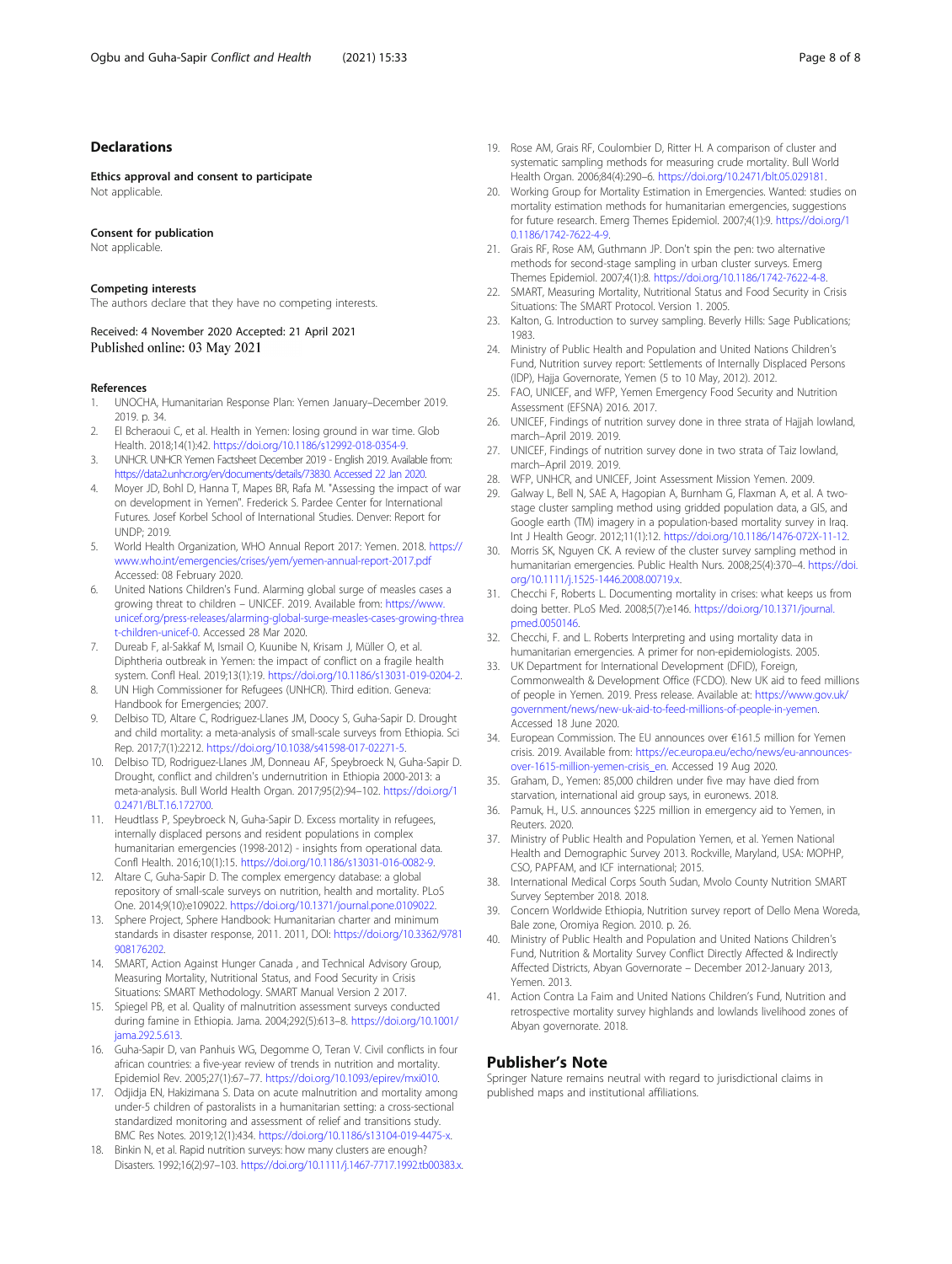## Declarations

### Ethics approval and consent to participate

Not applicable.

### Consent for publication

Not applicable.

### Competing interests

The authors declare that they have no competing interests.

Received: 4 November 2020 Accepted: 21 April 2021
Published online: 03 May 2021

## References

1. UNOCHA, Humanitarian Response Plan: Yemen January–December 2019. 2019. p. 34.
2. El Bcheraoui C, et al. Health in Yemen: losing ground in war time. Glob Health. 2018;14(1):42. https://doi.org/10.1186/s12992-018-0354-9.
3. UNHCR. UNHCR Yemen Factsheet December 2019 - English 2019. Available from: https://data2.unhcr.org/en/documents/details/73830. Accessed 22 Jan 2020.
4. Moyer JD, Bohl D, Hanna T, Mapes BR, Rafa M. "Assessing the impact of war on development in Yemen". Frederick S. Pardee Center for International Futures. Josef Korbel School of International Studies. Denver: Report for UNDP; 2019.
5. World Health Organization, WHO Annual Report 2017: Yemen. 2018. https://www.who.int/emergencies/crises/yem/yemen-annual-report-2017.pdf Accessed: 08 February 2020.
6. United Nations Children's Fund. Alarming global surge of measles cases a growing threat to children – UNICEF. 2019. Available from: https://www.unicef.org/press-releases/alarming-global-surge-measles-cases-growing-threat-children-unicef-0. Accessed 28 Mar 2020.
7. Dureab F, al-Sakkaf M, Ismail O, Kuunibe N, Krisam J, Müller O, et al. Diphtheria outbreak in Yemen: the impact of conflict on a fragile health system. Confl Heal. 2019;13(1):19. https://doi.org/10.1186/s13031-019-0204-2.
8. UN High Commissioner for Refugees (UNHCR). Third edition. Geneva: Handbook for Emergencies; 2007.
9. Delbiso TD, Altare C, Rodriguez-Llanes JM, Doocy S, Guha-Sapir D. Drought and child mortality: a meta-analysis of small-scale surveys from Ethiopia. Sci Rep. 2017;7(1):2212. https://doi.org/10.1038/s41598-017-02271-5.
10. Delbiso TD, Rodriguez-Llanes JM, Donneau AF, Speybroeck N, Guha-Sapir D. Drought, conflict and children's undernutrition in Ethiopia 2000-2013: a meta-analysis. Bull World Health Organ. 2017;95(2):94–102. https://doi.org/10.2471/BLT.16.172700.
11. Heudtlass P, Speybroeck N, Guha-Sapir D. Excess mortality in refugees, internally displaced persons and resident populations in complex humanitarian emergencies (1998-2012) - insights from operational data. Confl Health. 2016;10(1):15. https://doi.org/10.1186/s13031-016-0082-9.
12. Altare C, Guha-Sapir D. The complex emergency database: a global repository of small-scale surveys on nutrition, health and mortality. PLoS One. 2014;9(10):e109022. https://doi.org/10.1371/journal.pone.0109022.
13. Sphere Project, Sphere Handbook: Humanitarian charter and minimum standards in disaster response, 2011. 2011, DOI: https://doi.org/10.3362/9781908176202.
14. SMART, Action Against Hunger Canada , and Technical Advisory Group, Measuring Mortality, Nutritional Status, and Food Security in Crisis Situations: SMART Methodology. SMART Manual Version 2 2017.
15. Spiegel PB, et al. Quality of malnutrition assessment surveys conducted during famine in Ethiopia. Jama. 2004;292(5):613–8. https://doi.org/10.1001/jama.292.5.613.
16. Guha-Sapir D, van Panhuis WG, Degomme O, Teran V. Civil conflicts in four african countries: a five-year review of trends in nutrition and mortality. Epidemiol Rev. 2005;27(1):67–77. https://doi.org/10.1093/epirev/mxi010.
17. Odjidja EN, Hakizimana S. Data on acute malnutrition and mortality among under-5 children of pastoralists in a humanitarian setting: a cross-sectional standardized monitoring and assessment of relief and transitions study. BMC Res Notes. 2019;12(1):434. https://doi.org/10.1186/s13104-019-4475-x.
18. Binkin N, et al. Rapid nutrition surveys: how many clusters are enough? Disasters. 1992;16(2):97–103. https://doi.org/10.1111/j.1467-7717.1992.tb00383.x.
19. Rose AM, Grais RF, Coulombier D, Ritter H. A comparison of cluster and systematic sampling methods for measuring crude mortality. Bull World Health Organ. 2006;84(4):290–6. https://doi.org/10.2471/blt.05.029181.
20. Working Group for Mortality Estimation in Emergencies. Wanted: studies on mortality estimation methods for humanitarian emergencies, suggestions for future research. Emerg Themes Epidemiol. 2007;4(1):9. https://doi.org/10.1186/1742-7622-4-9.
21. Grais RF, Rose AM, Guthmann JP. Don't spin the pen: two alternative methods for second-stage sampling in urban cluster surveys. Emerg Themes Epidemiol. 2007;4(1):8. https://doi.org/10.1186/1742-7622-4-8.
22. SMART, Measuring Mortality, Nutritional Status and Food Security in Crisis Situations: The SMART Protocol. Version 1. 2005.
23. Kalton, G. Introduction to survey sampling. Beverly Hills: Sage Publications; 1983.
24. Ministry of Public Health and Population and United Nations Children's Fund, Nutrition survey report: Settlements of Internally Displaced Persons (IDP), Hajja Governorate, Yemen (5 to 10 May, 2012). 2012.
25. FAO, UNICEF, and WFP, Yemen Emergency Food Security and Nutrition Assessment (EFSNA) 2016. 2017.
26. UNICEF, Findings of nutrition survey done in three strata of Hajjah lowland, march–April 2019. 2019.
27. UNICEF, Findings of nutrition survey done in two strata of Taiz lowland, march–April 2019. 2019.
28. WFP, UNHCR, and UNICEF, Joint Assessment Mission Yemen. 2009.
29. Galway L, Bell N, SAE A, Hagopian A, Burnham G, Flaxman A, et al. A two-stage cluster sampling method using gridded population data, a GIS, and Google earth (TM) imagery in a population-based mortality survey in Iraq. Int J Health Geogr. 2012;11(1):12. https://doi.org/10.1186/1476-072X-11-12.
30. Morris SK, Nguyen CK. A review of the cluster survey sampling method in humanitarian emergencies. Public Health Nurs. 2008;25(4):370–4. https://doi.org/10.1111/j.1525-1446.2008.00719.x.
31. Checchi F, Roberts L. Documenting mortality in crises: what keeps us from doing better. PLoS Med. 2008;5(7):e146. https://doi.org/10.1371/journal.pmed.0050146.
32. Checchi, F. and L. Roberts Interpreting and using mortality data in humanitarian emergencies. A primer for non-epidemiologists. 2005.
33. UK Department for International Development (DFID), Foreign, Commonwealth & Development Office (FCDO). New UK aid to feed millions of people in Yemen. 2019. Press release. Available at: https://www.gov.uk/government/news/new-uk-aid-to-feed-millions-of-people-in-yemen. Accessed 18 June 2020.
34. European Commission. The EU announces over €161.5 million for Yemen crisis. 2019. Available from: https://ec.europa.eu/echo/news/eu-announces-over-1615-million-yemen-crisis_en. Accessed 19 Aug 2020.
35. Graham, D., Yemen: 85,000 children under five may have died from starvation, international aid group says, in euronews. 2018.
36. Pamuk, H., U.S. announces $225 million in emergency aid to Yemen, in Reuters. 2020.
37. Ministry of Public Health and Population Yemen, et al. Yemen National Health and Demographic Survey 2013. Rockville, Maryland, USA: MOPHP, CSO, PAPFAM, and ICF international; 2015.
38. International Medical Corps South Sudan, Mvolo County Nutrition SMART Survey September 2018. 2018.
39. Concern Worldwide Ethiopia, Nutrition survey report of Dello Mena Woreda, Bale zone, Oromiya Region. 2010. p. 26.
40. Ministry of Public Health and Population and United Nations Children's Fund, Nutrition & Mortality Survey Conflict Directly Affected & Indirectly Affected Districts, Abyan Governorate – December 2012-January 2013, Yemen. 2013.
41. Action Contra La Faim and United Nations Children's Fund, Nutrition and retrospective mortality survey highlands and lowlands livelihood zones of Abyan governorate. 2018.

## Publisher's Note

Springer Nature remains neutral with regard to jurisdictional claims in published maps and institutional affiliations.